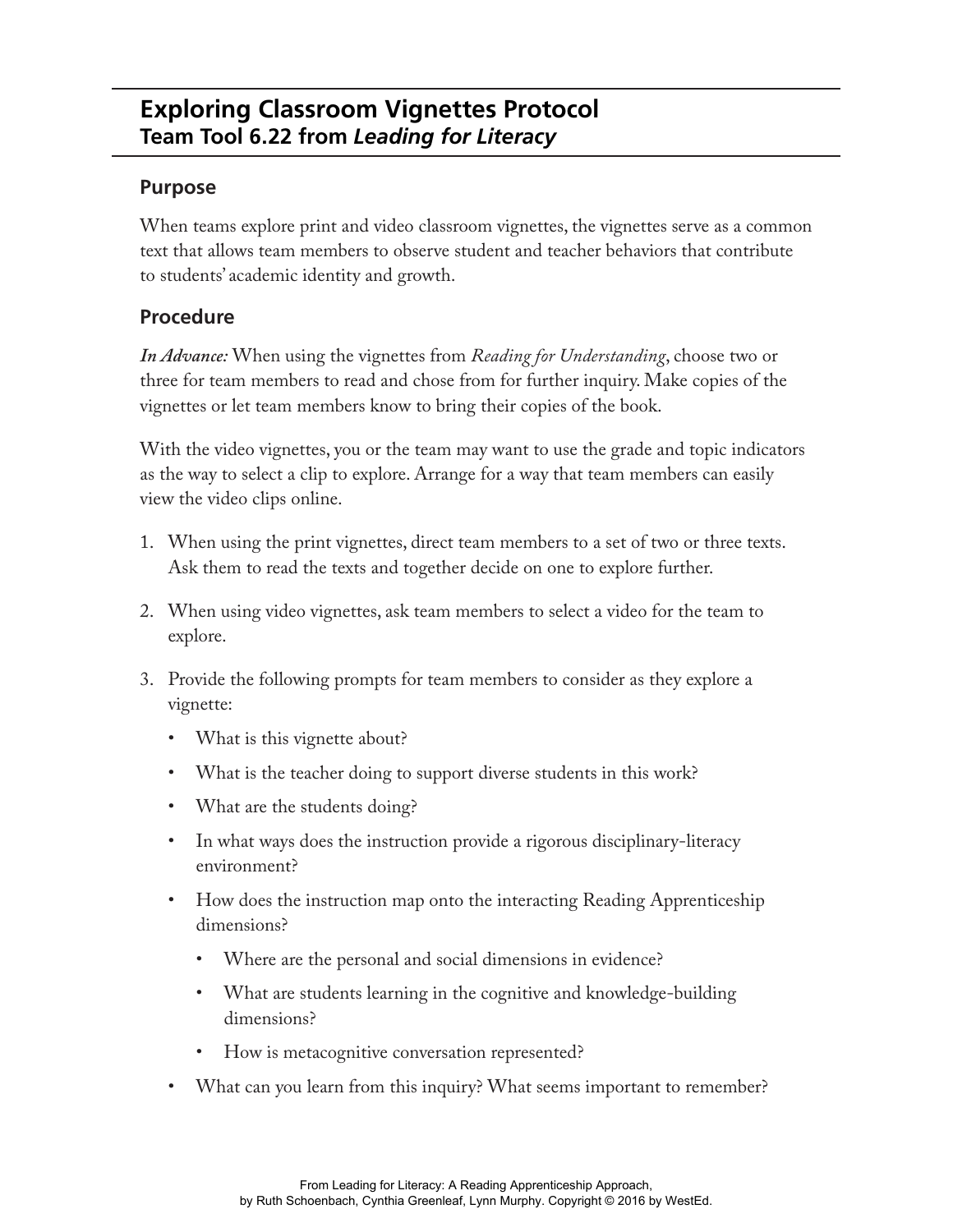# Exploring Classroom Vignettes Protocol
## Team Tool 6.22 from *Leading for Literacy*

### Purpose

When teams explore print and video classroom vignettes, the vignettes serve as a common text that allows team members to observe student and teacher behaviors that contribute to students' academic identity and growth.

### Procedure

***In Advance:*** When using the vignettes from *Reading for Understanding*, choose two or three for team members to read and chose from for further inquiry. Make copies of the vignettes or let team members know to bring their copies of the book.

With the video vignettes, you or the team may want to use the grade and topic indicators as the way to select a clip to explore. Arrange for a way that team members can easily view the video clips online.

1. When using the print vignettes, direct team members to a set of two or three texts. Ask them to read the texts and together decide on one to explore further.

2. When using video vignettes, ask team members to select a video for the team to explore.

3. Provide the following prompts for team members to consider as they explore a vignette:
   - What is this vignette about?
   - What is the teacher doing to support diverse students in this work?
   - What are the students doing?
   - In what ways does the instruction provide a rigorous disciplinary-literacy environment?
   - How does the instruction map onto the interacting Reading Apprenticeship dimensions?
     - Where are the personal and social dimensions in evidence?
     - What are students learning in the cognitive and knowledge-building dimensions?
     - How is metacognitive conversation represented?
   - What can you learn from this inquiry? What seems important to remember?

From Leading for Literacy: A Reading Apprenticeship Approach, by Ruth Schoenbach, Cynthia Greenleaf, Lynn Murphy. Copyright © 2016 by WestEd.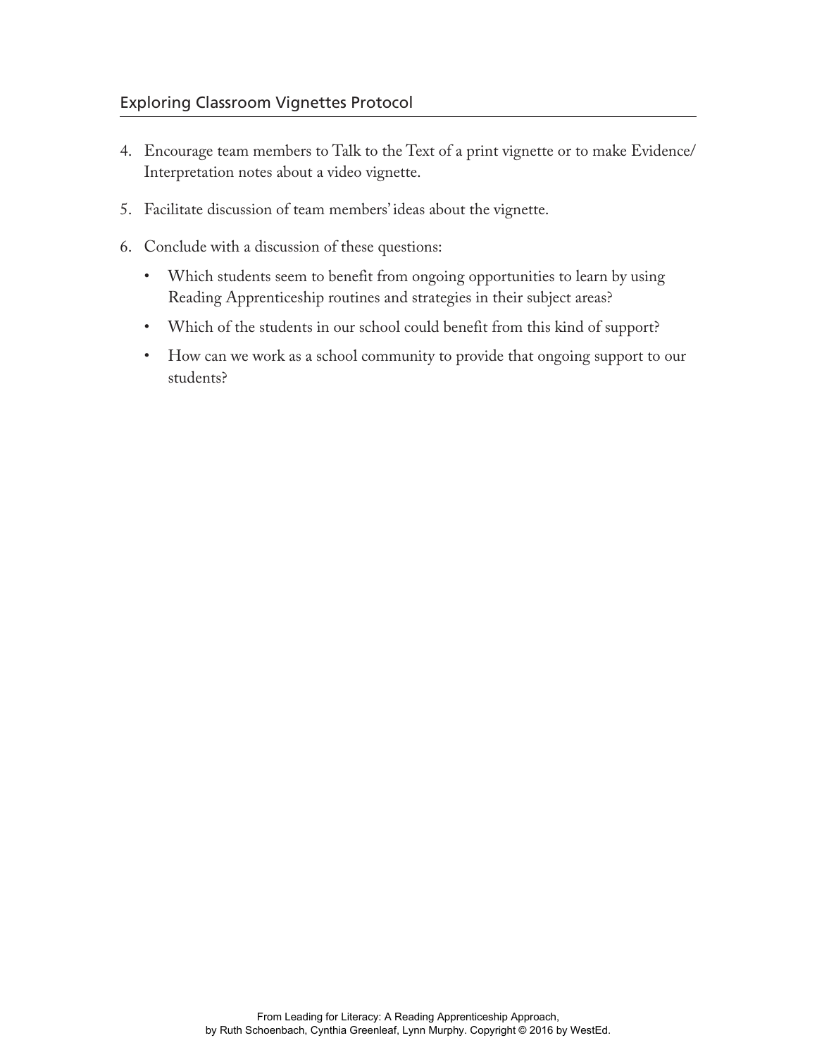4. Encourage team members to Talk to the Text of a print vignette or to make Evidence/Interpretation notes about a video vignette.

5. Facilitate discussion of team members' ideas about the vignette.

6. Conclude with a discussion of these questions:

   - Which students seem to benefit from ongoing opportunities to learn by using Reading Apprenticeship routines and strategies in their subject areas?
   - Which of the students in our school could benefit from this kind of support?
   - How can we work as a school community to provide that ongoing support to our students?